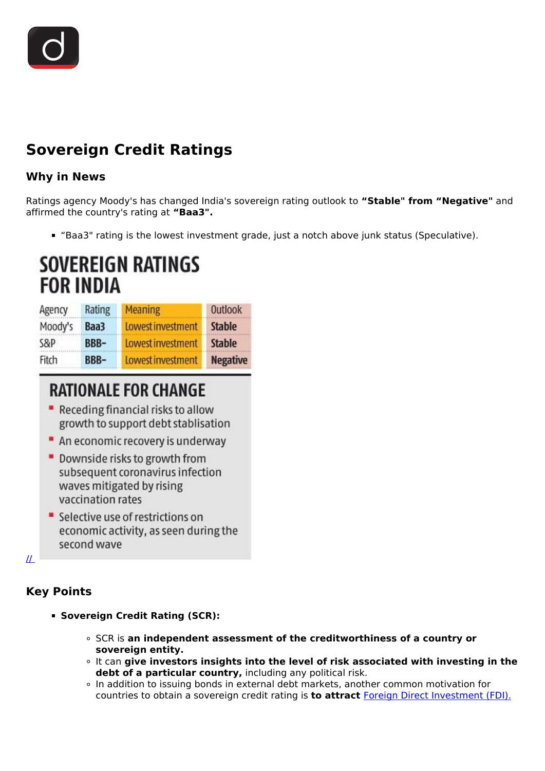# Sovereign Credit Ratings

## Why in News

Ratings agency Moody's has changed India's sovereign rating outlook to **"Stable" from "Negative"** and affirmed the country's rating at **"Baa3".**

- "Baa3" rating is the lowest investment grade, just a notch above junk status (Speculative).

**SOVEREIGN RATINGS FOR INDIA**

| Agency | Rating | Meaning | Outlook |
|---|---|---|---|
| Moody's | Baa3 | Lowest investment | Stable |
| S&P | BBB- | Lowest investment | Stable |
| Fitch | BBB- | Lowest investment | Negative |

**RATIONALE FOR CHANGE**

- Receding financial risks to allow growth to support debt stablisation
- An economic recovery is underway
- Downside risks to growth from subsequent coronavirus infection waves mitigated by rising vaccination rates
- Selective use of restrictions on economic activity, as seen during the second wave

//

## Key Points

- **Sovereign Credit Rating (SCR):**
  - SCR is **an independent assessment of the creditworthiness of a country or sovereign entity.**
  - It can **give investors insights into the level of risk associated with investing in the debt of a particular country,** including any political risk.
  - In addition to issuing bonds in external debt markets, another common motivation for countries to obtain a sovereign credit rating is **to attract** Foreign Direct Investment (FDI).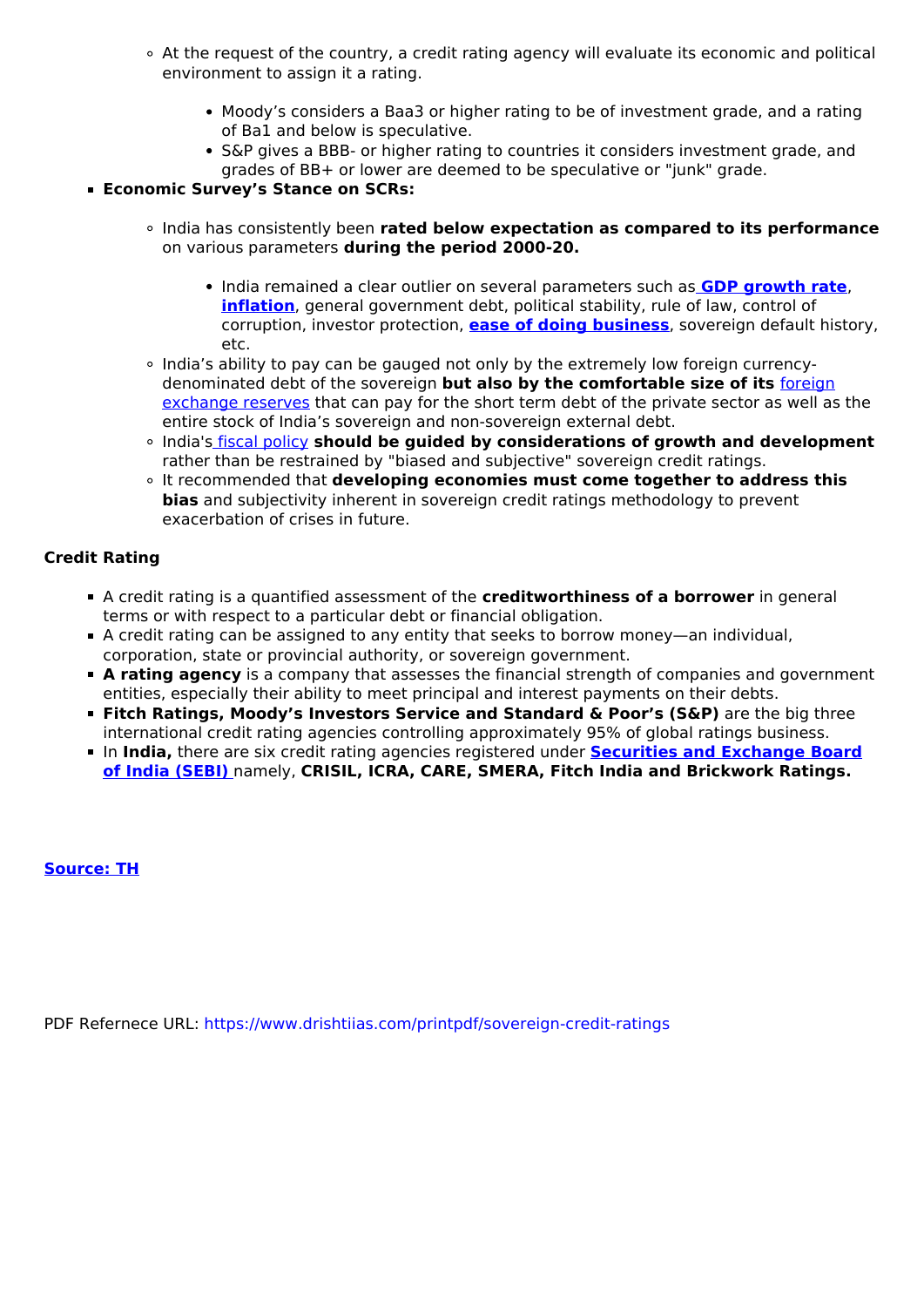- At the request of the country, a credit rating agency will evaluate its economic and political environment to assign it a rating.
        - Moody's considers a Baa3 or higher rating to be of investment grade, and a rating of Ba1 and below is speculative.
        - S&P gives a BBB- or higher rating to countries it considers investment grade, and grades of BB+ or lower are deemed to be speculative or "junk" grade.
- **Economic Survey's Stance on SCRs:**
    - India has consistently been **rated below expectation as compared to its performance** on various parameters **during the period 2000-20.**
        - India remained a clear outlier on several parameters such as **GDP growth rate**, **inflation**, general government debt, political stability, rule of law, control of corruption, investor protection, **ease of doing business**, sovereign default history, etc.
    - India's ability to pay can be gauged not only by the extremely low foreign currency-denominated debt of the sovereign **but also by the comfortable size of its** foreign exchange reserves that can pay for the short term debt of the private sector as well as the entire stock of India's sovereign and non-sovereign external debt.
    - India's fiscal policy **should be guided by considerations of growth and development** rather than be restrained by "biased and subjective" sovereign credit ratings.
    - It recommended that **developing economies must come together to address this bias** and subjectivity inherent in sovereign credit ratings methodology to prevent exacerbation of crises in future.

**Credit Rating**

- A credit rating is a quantified assessment of the **creditworthiness of a borrower** in general terms or with respect to a particular debt or financial obligation.
- A credit rating can be assigned to any entity that seeks to borrow money—an individual, corporation, state or provincial authority, or sovereign government.
- **A rating agency** is a company that assesses the financial strength of companies and government entities, especially their ability to meet principal and interest payments on their debts.
- **Fitch Ratings, Moody's Investors Service and Standard & Poor's (S&P)** are the big three international credit rating agencies controlling approximately 95% of global ratings business.
- In **India,** there are six credit rating agencies registered under **Securities and Exchange Board of India (SEBI)** namely, **CRISIL, ICRA, CARE, SMERA, Fitch India and Brickwork Ratings.**

**Source: TH**

PDF Refernece URL: https://www.drishtiias.com/printpdf/sovereign-credit-ratings